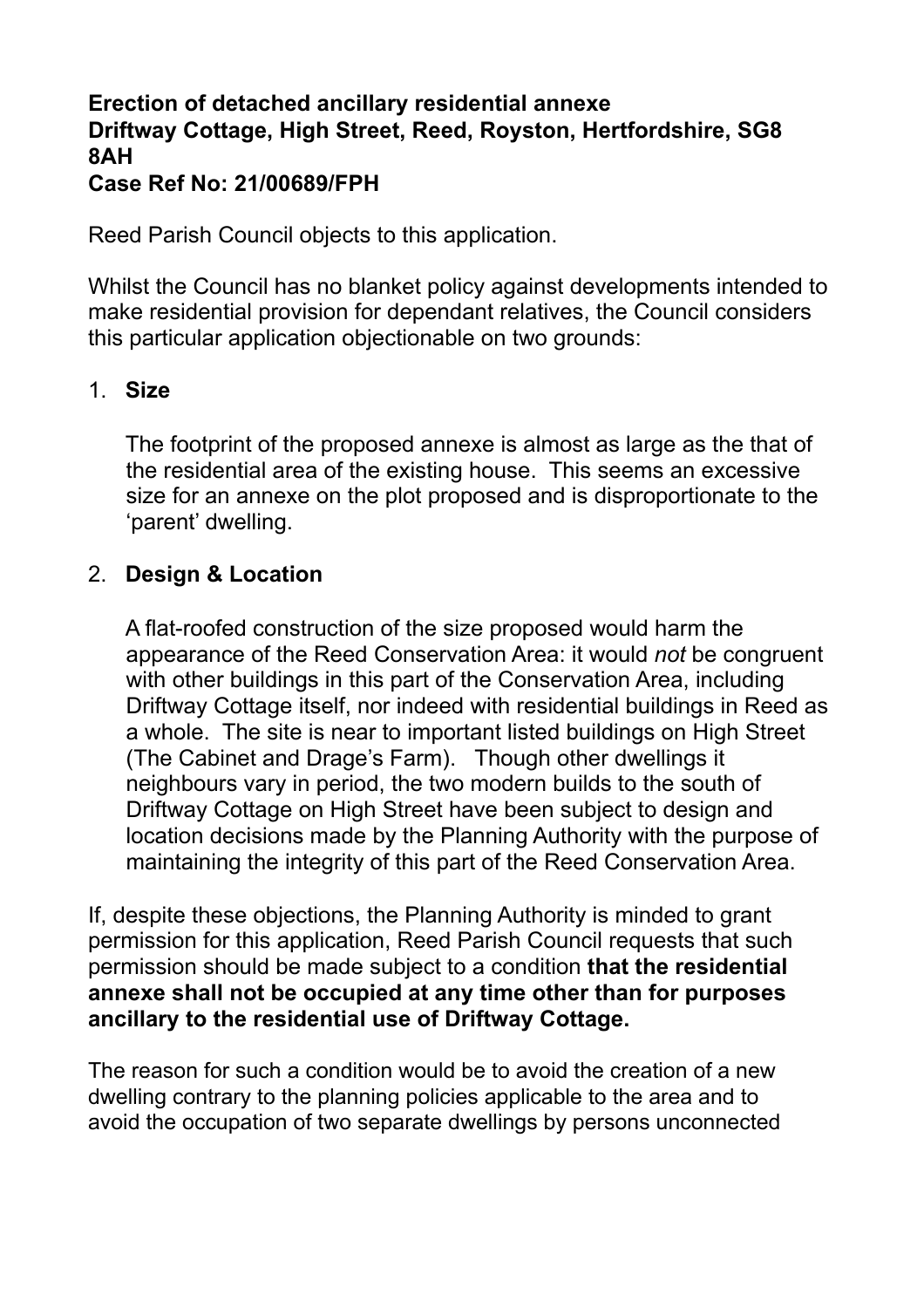**Erection of detached ancillary residential annexe**
**Driftway Cottage, High Street, Reed, Royston, Hertfordshire, SG8 8AH**
**Case Ref No: 21/00689/FPH**

Reed Parish Council objects to this application.

Whilst the Council has no blanket policy against developments intended to make residential provision for dependant relatives, the Council considers this particular application objectionable on two grounds:

1. **Size**

   The footprint of the proposed annexe is almost as large as the that of the residential area of the existing house. This seems an excessive size for an annexe on the plot proposed and is disproportionate to the 'parent' dwelling.

2. **Design & Location**

   A flat-roofed construction of the size proposed would harm the appearance of the Reed Conservation Area: it would *not* be congruent with other buildings in this part of the Conservation Area, including Driftway Cottage itself, nor indeed with residential buildings in Reed as a whole. The site is near to important listed buildings on High Street (The Cabinet and Drage's Farm). Though other dwellings it neighbours vary in period, the two modern builds to the south of Driftway Cottage on High Street have been subject to design and location decisions made by the Planning Authority with the purpose of maintaining the integrity of this part of the Reed Conservation Area.

If, despite these objections, the Planning Authority is minded to grant permission for this application, Reed Parish Council requests that such permission should be made subject to a condition **that the residential annexe shall not be occupied at any time other than for purposes ancillary to the residential use of Driftway Cottage.**

The reason for such a condition would be to avoid the creation of a new dwelling contrary to the planning policies applicable to the area and to avoid the occupation of two separate dwellings by persons unconnected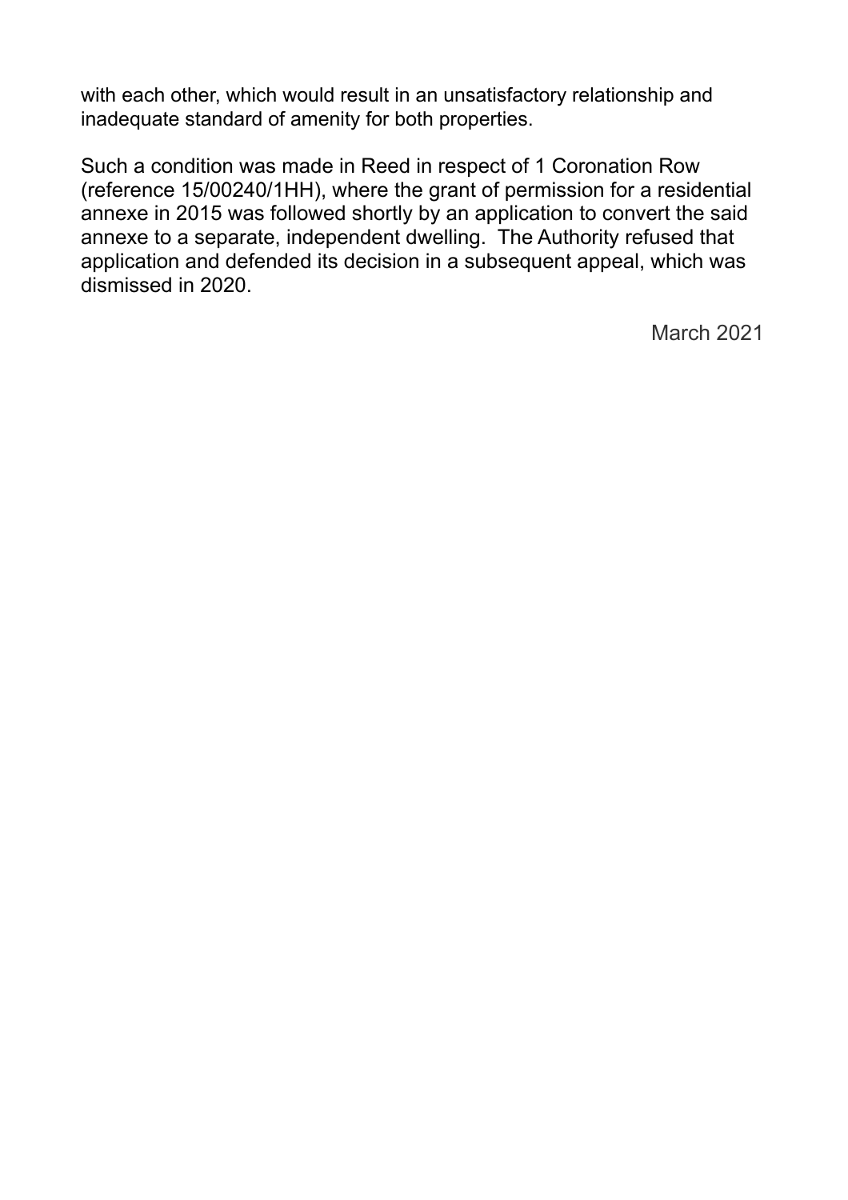with each other, which would result in an unsatisfactory relationship and inadequate standard of amenity for both properties.

Such a condition was made in Reed in respect of 1 Coronation Row (reference 15/00240/1HH), where the grant of permission for a residential annexe in 2015 was followed shortly by an application to convert the said annexe to a separate, independent dwelling. The Authority refused that application and defended its decision in a subsequent appeal, which was dismissed in 2020.

March 2021